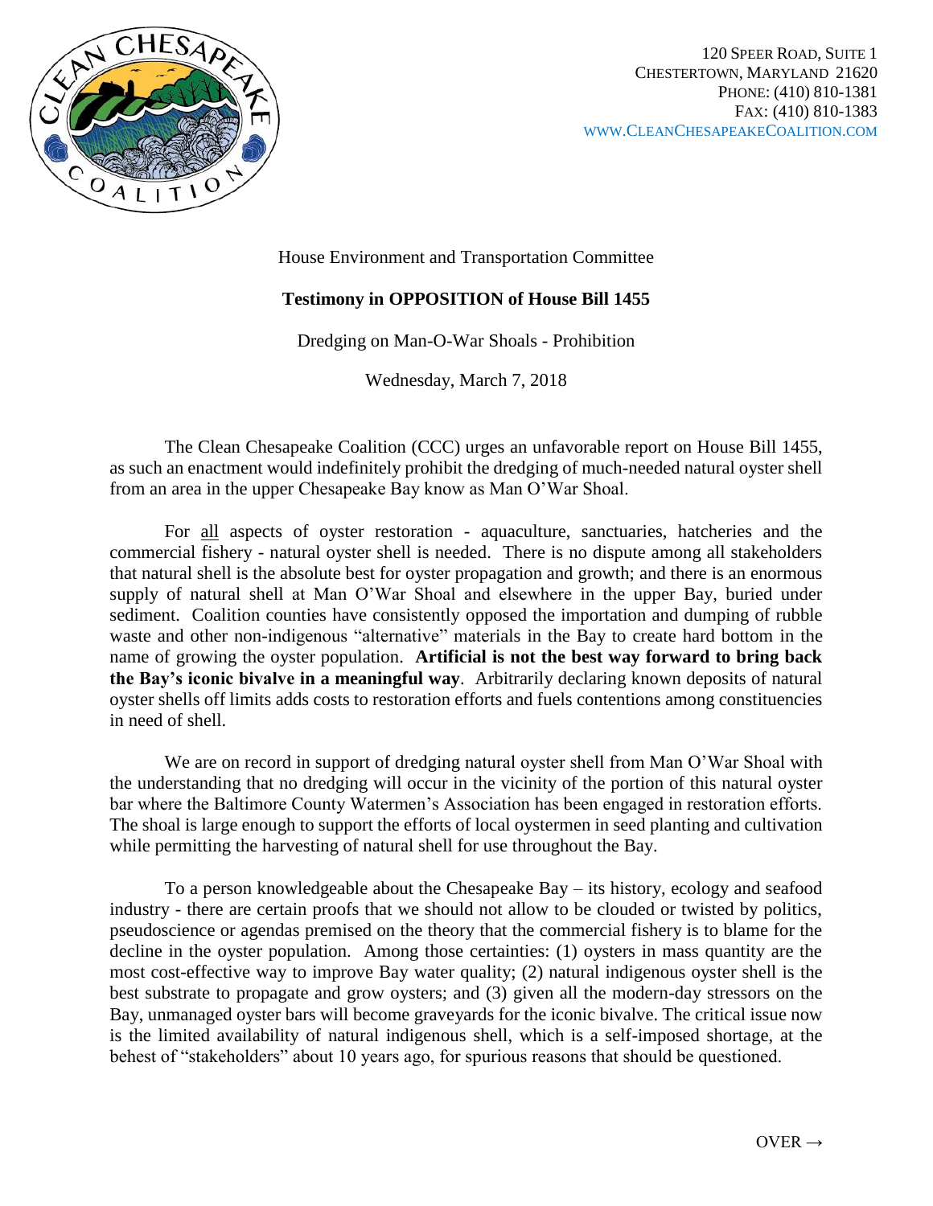120 Speer Road, Suite 1
Chestertown, Maryland 21620
Phone: (410) 810-1381
Fax: (410) 810-1383
www.CleanChesapeakeCoalition.com

House Environment and Transportation Committee

**Testimony in OPPOSITION of House Bill 1455**

Dredging on Man-O-War Shoals - Prohibition

Wednesday, March 7, 2018

The Clean Chesapeake Coalition (CCC) urges an unfavorable report on House Bill 1455, as such an enactment would indefinitely prohibit the dredging of much-needed natural oyster shell from an area in the upper Chesapeake Bay know as Man O'War Shoal.

For all aspects of oyster restoration - aquaculture, sanctuaries, hatcheries and the commercial fishery - natural oyster shell is needed. There is no dispute among all stakeholders that natural shell is the absolute best for oyster propagation and growth; and there is an enormous supply of natural shell at Man O'War Shoal and elsewhere in the upper Bay, buried under sediment. Coalition counties have consistently opposed the importation and dumping of rubble waste and other non-indigenous "alternative" materials in the Bay to create hard bottom in the name of growing the oyster population. **Artificial is not the best way forward to bring back the Bay's iconic bivalve in a meaningful way**. Arbitrarily declaring known deposits of natural oyster shells off limits adds costs to restoration efforts and fuels contentions among constituencies in need of shell.

We are on record in support of dredging natural oyster shell from Man O'War Shoal with the understanding that no dredging will occur in the vicinity of the portion of this natural oyster bar where the Baltimore County Watermen's Association has been engaged in restoration efforts. The shoal is large enough to support the efforts of local oystermen in seed planting and cultivation while permitting the harvesting of natural shell for use throughout the Bay.

To a person knowledgeable about the Chesapeake Bay – its history, ecology and seafood industry - there are certain proofs that we should not allow to be clouded or twisted by politics, pseudoscience or agendas premised on the theory that the commercial fishery is to blame for the decline in the oyster population. Among those certainties: (1) oysters in mass quantity are the most cost-effective way to improve Bay water quality; (2) natural indigenous oyster shell is the best substrate to propagate and grow oysters; and (3) given all the modern-day stressors on the Bay, unmanaged oyster bars will become graveyards for the iconic bivalve. The critical issue now is the limited availability of natural indigenous shell, which is a self-imposed shortage, at the behest of "stakeholders" about 10 years ago, for spurious reasons that should be questioned.

OVER →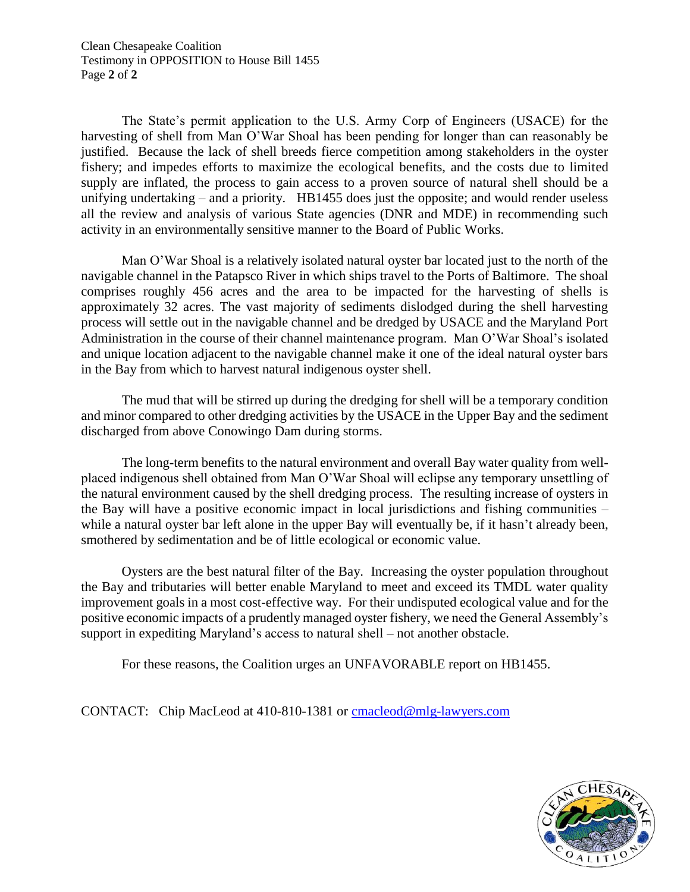The State's permit application to the U.S. Army Corp of Engineers (USACE) for the harvesting of shell from Man O'War Shoal has been pending for longer than can reasonably be justified. Because the lack of shell breeds fierce competition among stakeholders in the oyster fishery; and impedes efforts to maximize the ecological benefits, and the costs due to limited supply are inflated, the process to gain access to a proven source of natural shell should be a unifying undertaking – and a priority. HB1455 does just the opposite; and would render useless all the review and analysis of various State agencies (DNR and MDE) in recommending such activity in an environmentally sensitive manner to the Board of Public Works.

Man O'War Shoal is a relatively isolated natural oyster bar located just to the north of the navigable channel in the Patapsco River in which ships travel to the Ports of Baltimore. The shoal comprises roughly 456 acres and the area to be impacted for the harvesting of shells is approximately 32 acres. The vast majority of sediments dislodged during the shell harvesting process will settle out in the navigable channel and be dredged by USACE and the Maryland Port Administration in the course of their channel maintenance program. Man O'War Shoal's isolated and unique location adjacent to the navigable channel make it one of the ideal natural oyster bars in the Bay from which to harvest natural indigenous oyster shell.

The mud that will be stirred up during the dredging for shell will be a temporary condition and minor compared to other dredging activities by the USACE in the Upper Bay and the sediment discharged from above Conowingo Dam during storms.

The long-term benefits to the natural environment and overall Bay water quality from well-placed indigenous shell obtained from Man O'War Shoal will eclipse any temporary unsettling of the natural environment caused by the shell dredging process. The resulting increase of oysters in the Bay will have a positive economic impact in local jurisdictions and fishing communities – while a natural oyster bar left alone in the upper Bay will eventually be, if it hasn't already been, smothered by sedimentation and be of little ecological or economic value.

Oysters are the best natural filter of the Bay. Increasing the oyster population throughout the Bay and tributaries will better enable Maryland to meet and exceed its TMDL water quality improvement goals in a most cost-effective way. For their undisputed ecological value and for the positive economic impacts of a prudently managed oyster fishery, we need the General Assembly's support in expediting Maryland's access to natural shell – not another obstacle.

For these reasons, the Coalition urges an UNFAVORABLE report on HB1455.

CONTACT: Chip MacLeod at 410-810-1381 or cmacleod@mlg-lawyers.com